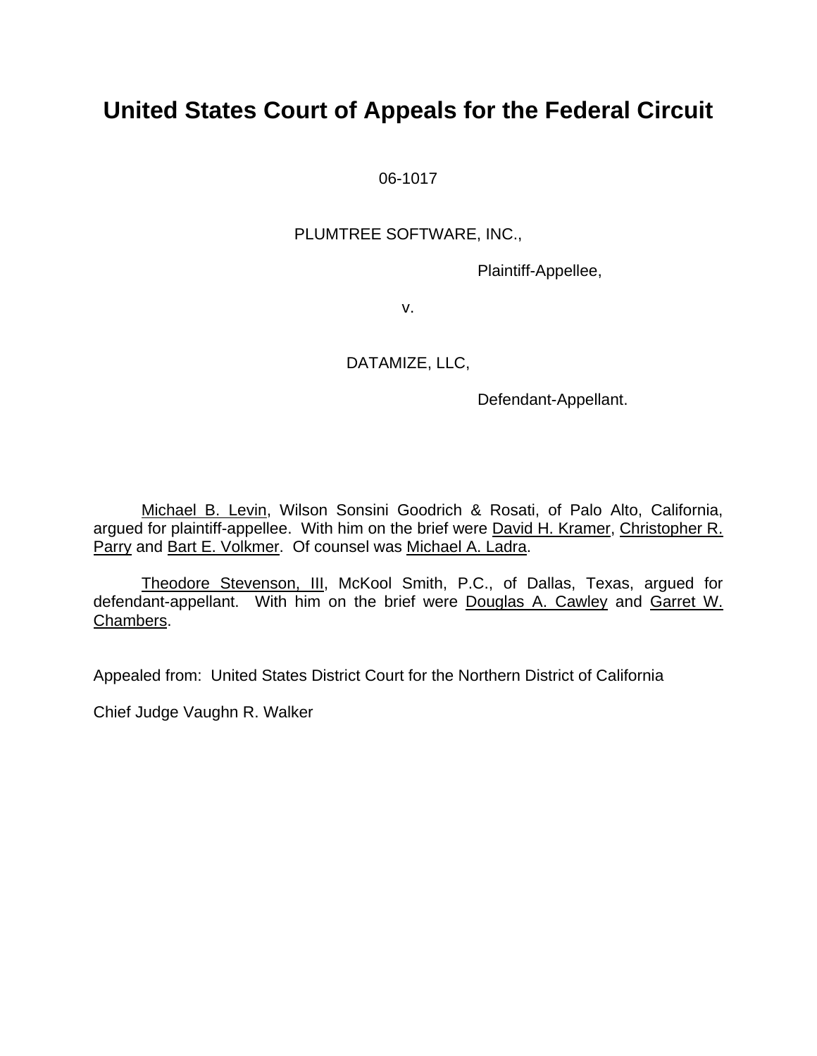# United States Court of Appeals for the Federal Circuit

06-1017

PLUMTREE SOFTWARE, INC.,

Plaintiff-Appellee,

v.

DATAMIZE, LLC,

Defendant-Appellant.

Michael B. Levin, Wilson Sonsini Goodrich & Rosati, of Palo Alto, California, argued for plaintiff-appellee. With him on the brief were David H. Kramer, Christopher R. Parry and Bart E. Volkmer. Of counsel was Michael A. Ladra.

Theodore Stevenson, III, McKool Smith, P.C., of Dallas, Texas, argued for defendant-appellant. With him on the brief were Douglas A. Cawley and Garret W. Chambers.

Appealed from: United States District Court for the Northern District of California

Chief Judge Vaughn R. Walker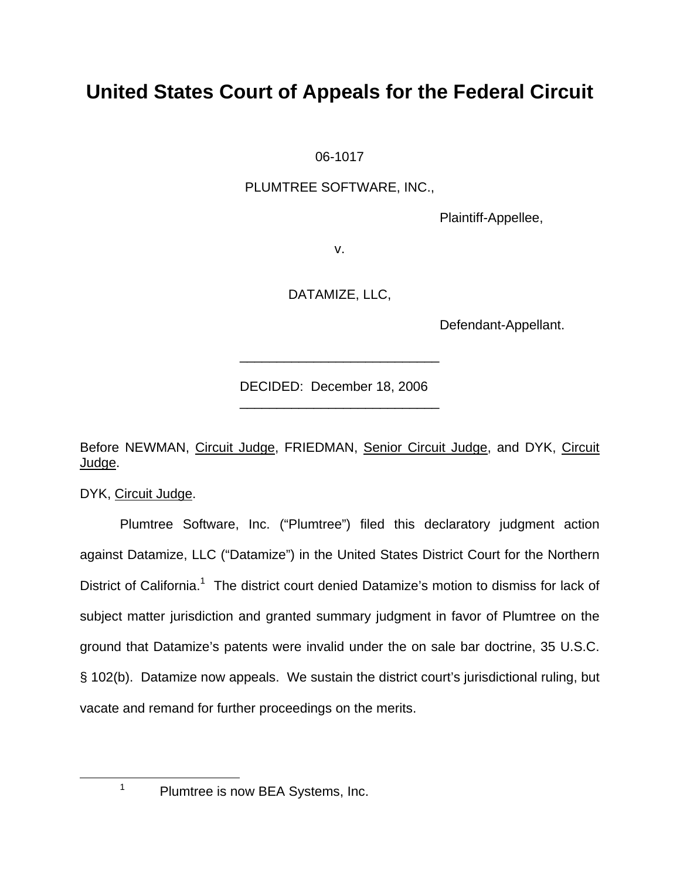# United States Court of Appeals for the Federal Circuit

06-1017

PLUMTREE SOFTWARE, INC.,

Plaintiff-Appellee,

v.

DATAMIZE, LLC,

Defendant-Appellant.

---

DECIDED: December 18, 2006

---

Before NEWMAN, Circuit Judge, FRIEDMAN, Senior Circuit Judge, and DYK, Circuit Judge.

DYK, Circuit Judge.

Plumtree Software, Inc. ("Plumtree") filed this declaratory judgment action against Datamize, LLC ("Datamize") in the United States District Court for the Northern District of California.[1] The district court denied Datamize's motion to dismiss for lack of subject matter jurisdiction and granted summary judgment in favor of Plumtree on the ground that Datamize's patents were invalid under the on sale bar doctrine, 35 U.S.C. § 102(b). Datamize now appeals. We sustain the district court's jurisdictional ruling, but vacate and remand for further proceedings on the merits.

---

[1] Plumtree is now BEA Systems, Inc.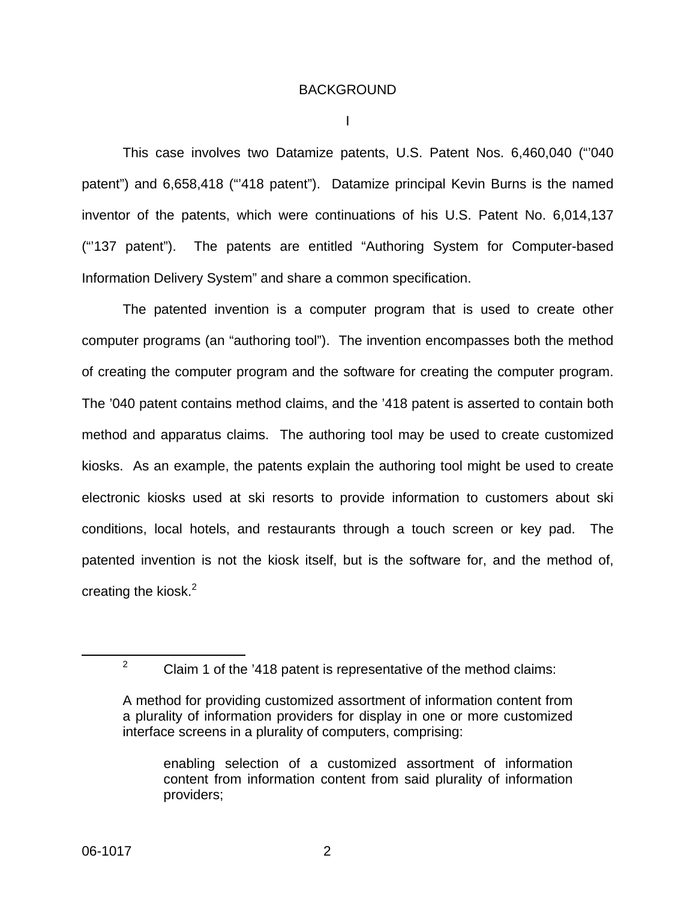# BACKGROUND

## I

This case involves two Datamize patents, U.S. Patent Nos. 6,460,040 ("'040 patent") and 6,658,418 ("'418 patent"). Datamize principal Kevin Burns is the named inventor of the patents, which were continuations of his U.S. Patent No. 6,014,137 ("'137 patent"). The patents are entitled "Authoring System for Computer-based Information Delivery System" and share a common specification.

The patented invention is a computer program that is used to create other computer programs (an "authoring tool"). The invention encompasses both the method of creating the computer program and the software for creating the computer program. The '040 patent contains method claims, and the '418 patent is asserted to contain both method and apparatus claims. The authoring tool may be used to create customized kiosks. As an example, the patents explain the authoring tool might be used to create electronic kiosks used at ski resorts to provide information to customers about ski conditions, local hotels, and restaurants through a touch screen or key pad. The patented invention is not the kiosk itself, but is the software for, and the method of, creating the kiosk.[2]

---

[2] Claim 1 of the '418 patent is representative of the method claims:

> A method for providing customized assortment of information content from a plurality of information providers for display in one or more customized interface screens in a plurality of computers, comprising:
>
> > enabling selection of a customized assortment of information content from information content from said plurality of information providers;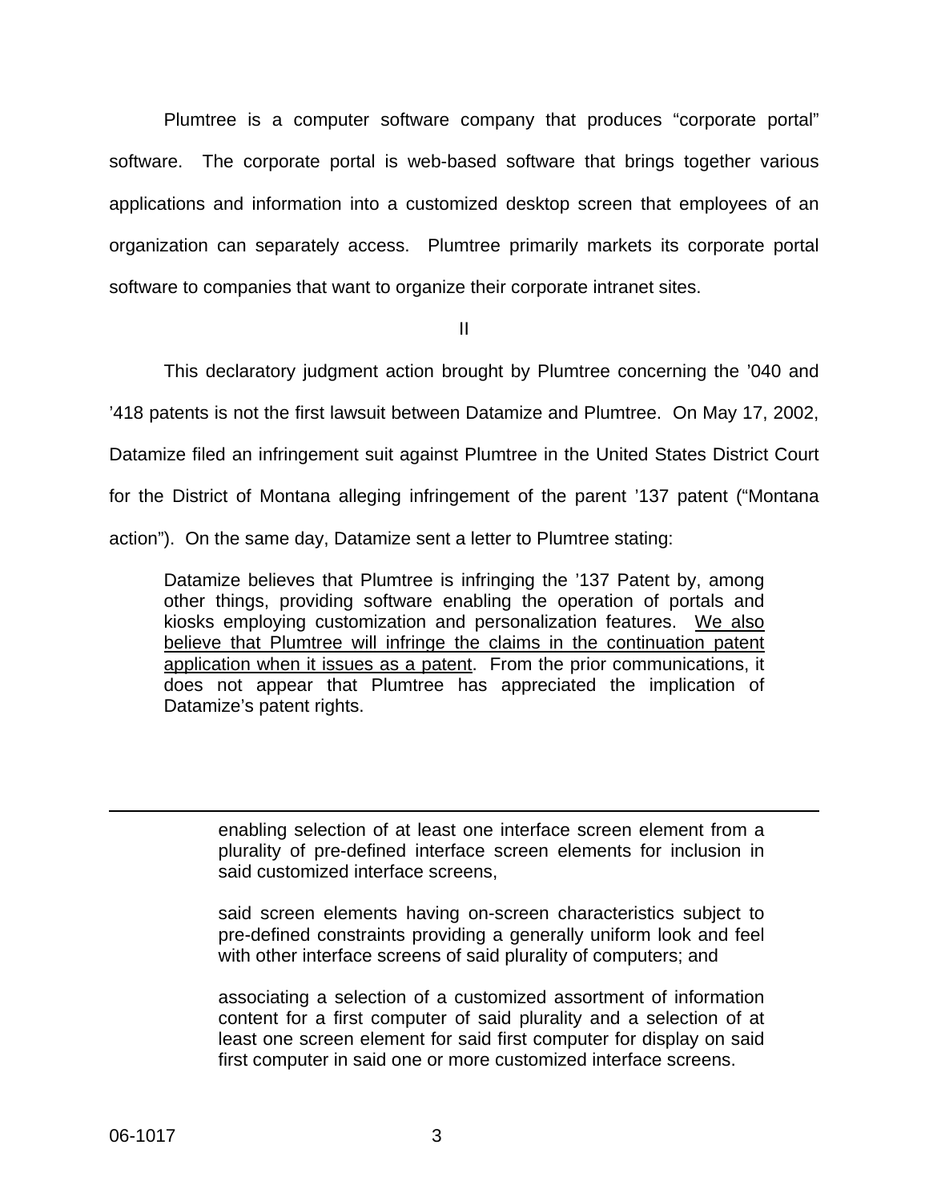Plumtree is a computer software company that produces "corporate portal" software. The corporate portal is web-based software that brings together various applications and information into a customized desktop screen that employees of an organization can separately access. Plumtree primarily markets its corporate portal software to companies that want to organize their corporate intranet sites.

## II

This declaratory judgment action brought by Plumtree concerning the '040 and '418 patents is not the first lawsuit between Datamize and Plumtree. On May 17, 2002, Datamize filed an infringement suit against Plumtree in the United States District Court for the District of Montana alleging infringement of the parent '137 patent ("Montana action"). On the same day, Datamize sent a letter to Plumtree stating:

> Datamize believes that Plumtree is infringing the '137 Patent by, among other things, providing software enabling the operation of portals and kiosks employing customization and personalization features. <u>We also believe that Plumtree will infringe the claims in the continuation patent application when it issues as a patent</u>. From the prior communications, it does not appear that Plumtree has appreciated the implication of Datamize's patent rights.

---

> enabling selection of at least one interface screen element from a plurality of pre-defined interface screen elements for inclusion in said customized interface screens,
>
> said screen elements having on-screen characteristics subject to pre-defined constraints providing a generally uniform look and feel with other interface screens of said plurality of computers; and
>
> associating a selection of a customized assortment of information content for a first computer of said plurality and a selection of at least one screen element for said first computer for display on said first computer in said one or more customized interface screens.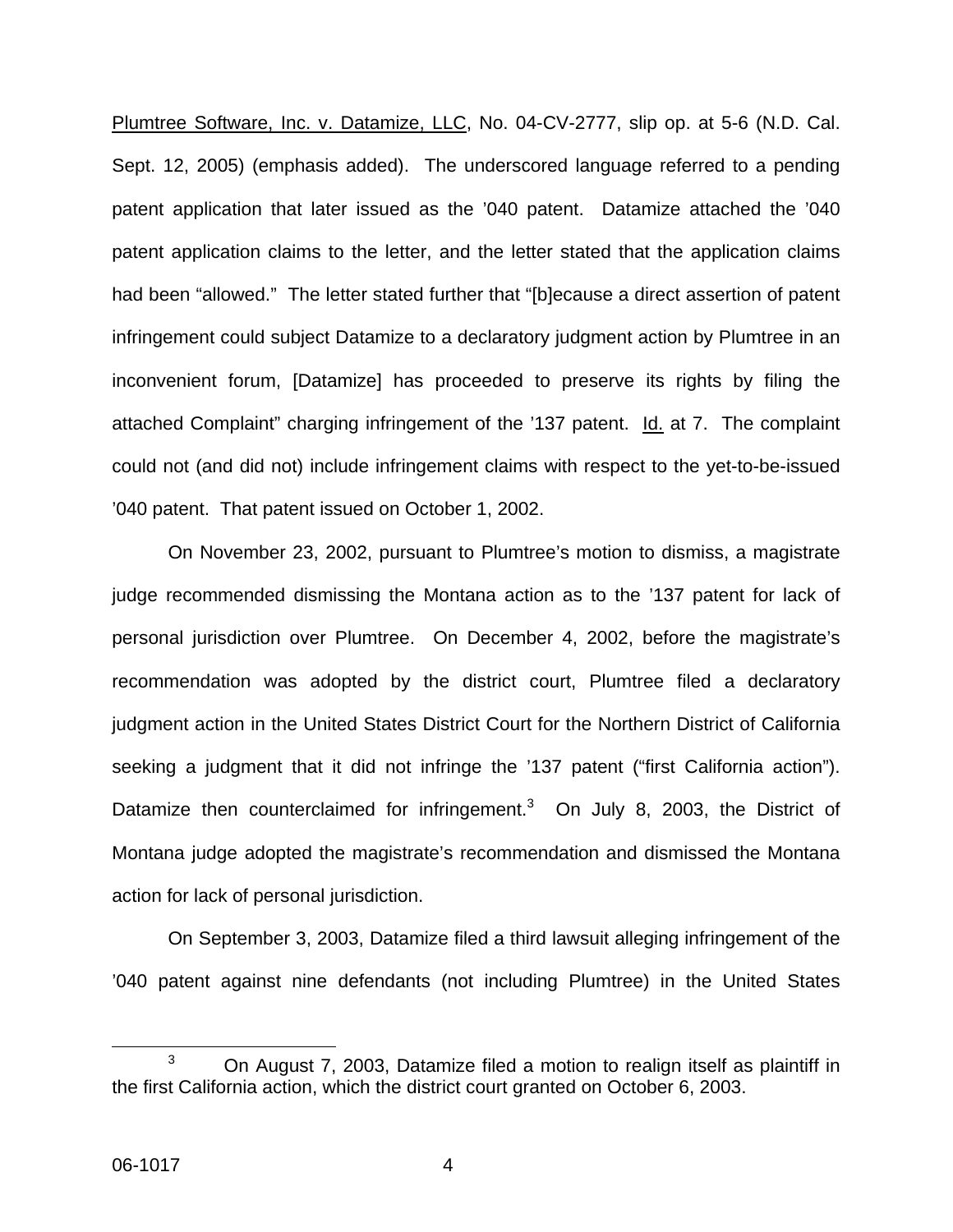Plumtree Software, Inc. v. Datamize, LLC, No. 04-CV-2777, slip op. at 5-6 (N.D. Cal. Sept. 12, 2005) (emphasis added). The underscored language referred to a pending patent application that later issued as the '040 patent. Datamize attached the '040 patent application claims to the letter, and the letter stated that the application claims had been "allowed." The letter stated further that "[b]ecause a direct assertion of patent infringement could subject Datamize to a declaratory judgment action by Plumtree in an inconvenient forum, [Datamize] has proceeded to preserve its rights by filing the attached Complaint" charging infringement of the '137 patent. Id. at 7. The complaint could not (and did not) include infringement claims with respect to the yet-to-be-issued '040 patent. That patent issued on October 1, 2002.

On November 23, 2002, pursuant to Plumtree's motion to dismiss, a magistrate judge recommended dismissing the Montana action as to the '137 patent for lack of personal jurisdiction over Plumtree. On December 4, 2002, before the magistrate's recommendation was adopted by the district court, Plumtree filed a declaratory judgment action in the United States District Court for the Northern District of California seeking a judgment that it did not infringe the '137 patent ("first California action"). Datamize then counterclaimed for infringement.[3] On July 8, 2003, the District of Montana judge adopted the magistrate's recommendation and dismissed the Montana action for lack of personal jurisdiction.

On September 3, 2003, Datamize filed a third lawsuit alleging infringement of the '040 patent against nine defendants (not including Plumtree) in the United States

[3] On August 7, 2003, Datamize filed a motion to realign itself as plaintiff in the first California action, which the district court granted on October 6, 2003.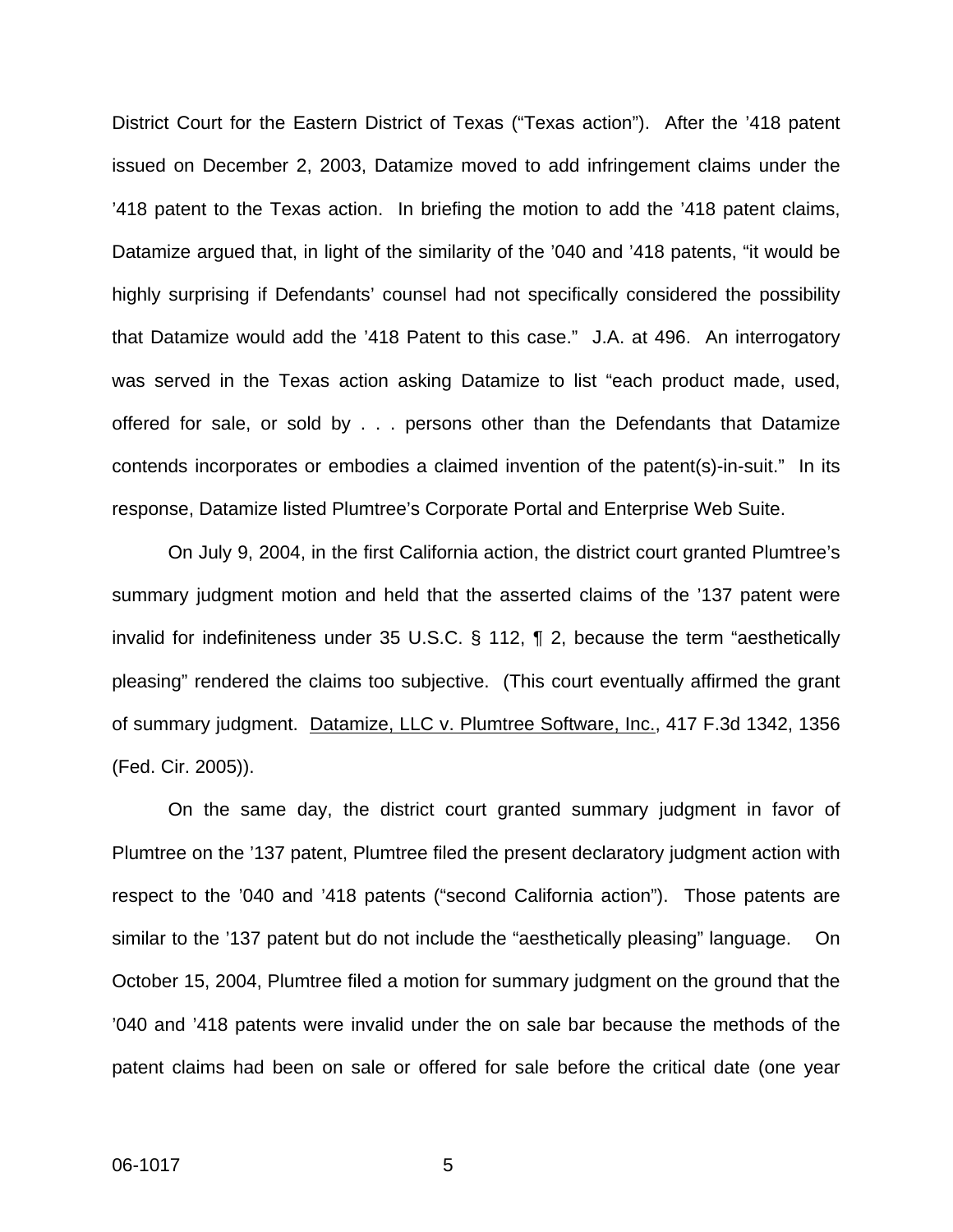District Court for the Eastern District of Texas ("Texas action"). After the '418 patent issued on December 2, 2003, Datamize moved to add infringement claims under the '418 patent to the Texas action. In briefing the motion to add the '418 patent claims, Datamize argued that, in light of the similarity of the '040 and '418 patents, "it would be highly surprising if Defendants' counsel had not specifically considered the possibility that Datamize would add the '418 Patent to this case." J.A. at 496. An interrogatory was served in the Texas action asking Datamize to list "each product made, used, offered for sale, or sold by . . . persons other than the Defendants that Datamize contends incorporates or embodies a claimed invention of the patent(s)-in-suit." In its response, Datamize listed Plumtree's Corporate Portal and Enterprise Web Suite.

On July 9, 2004, in the first California action, the district court granted Plumtree's summary judgment motion and held that the asserted claims of the '137 patent were invalid for indefiniteness under 35 U.S.C. § 112, ¶ 2, because the term "aesthetically pleasing" rendered the claims too subjective. (This court eventually affirmed the grant of summary judgment. Datamize, LLC v. Plumtree Software, Inc., 417 F.3d 1342, 1356 (Fed. Cir. 2005)).

On the same day, the district court granted summary judgment in favor of Plumtree on the '137 patent, Plumtree filed the present declaratory judgment action with respect to the '040 and '418 patents ("second California action"). Those patents are similar to the '137 patent but do not include the "aesthetically pleasing" language. On October 15, 2004, Plumtree filed a motion for summary judgment on the ground that the '040 and '418 patents were invalid under the on sale bar because the methods of the patent claims had been on sale or offered for sale before the critical date (one year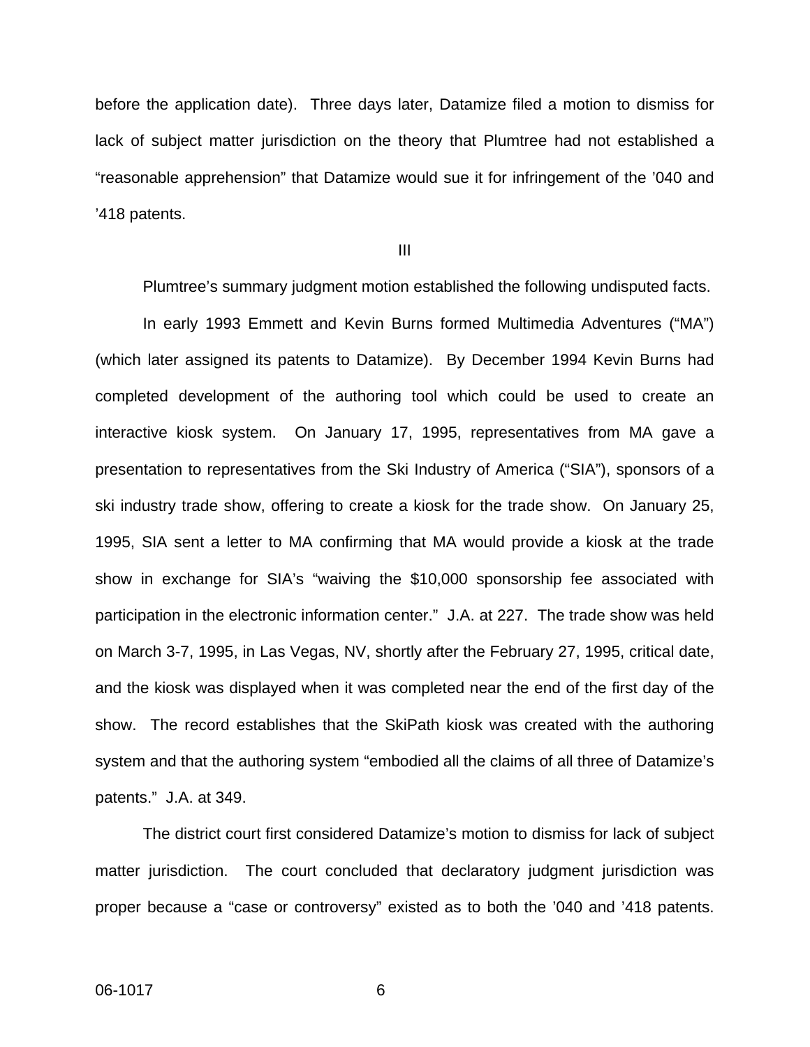before the application date). Three days later, Datamize filed a motion to dismiss for lack of subject matter jurisdiction on the theory that Plumtree had not established a "reasonable apprehension" that Datamize would sue it for infringement of the '040 and '418 patents.

III

Plumtree's summary judgment motion established the following undisputed facts.

In early 1993 Emmett and Kevin Burns formed Multimedia Adventures ("MA") (which later assigned its patents to Datamize). By December 1994 Kevin Burns had completed development of the authoring tool which could be used to create an interactive kiosk system. On January 17, 1995, representatives from MA gave a presentation to representatives from the Ski Industry of America ("SIA"), sponsors of a ski industry trade show, offering to create a kiosk for the trade show. On January 25, 1995, SIA sent a letter to MA confirming that MA would provide a kiosk at the trade show in exchange for SIA's "waiving the $10,000 sponsorship fee associated with participation in the electronic information center." J.A. at 227. The trade show was held on March 3-7, 1995, in Las Vegas, NV, shortly after the February 27, 1995, critical date, and the kiosk was displayed when it was completed near the end of the first day of the show. The record establishes that the SkiPath kiosk was created with the authoring system and that the authoring system "embodied all the claims of all three of Datamize's patents." J.A. at 349.

The district court first considered Datamize's motion to dismiss for lack of subject matter jurisdiction. The court concluded that declaratory judgment jurisdiction was proper because a "case or controversy" existed as to both the '040 and '418 patents.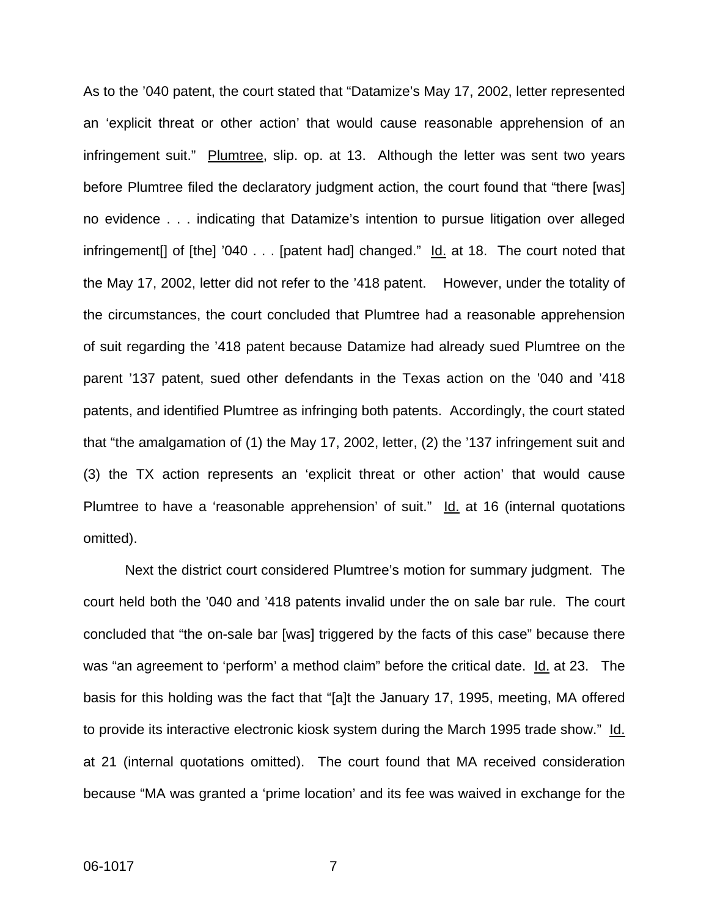As to the ’040 patent, the court stated that “Datamize’s May 17, 2002, letter represented an ‘explicit threat or other action’ that would cause reasonable apprehension of an infringement suit.” Plumtree, slip. op. at 13. Although the letter was sent two years before Plumtree filed the declaratory judgment action, the court found that “there [was] no evidence . . . indicating that Datamize’s intention to pursue litigation over alleged infringement[] of [the] ’040 . . . [patent had] changed.” Id. at 18. The court noted that the May 17, 2002, letter did not refer to the ’418 patent. However, under the totality of the circumstances, the court concluded that Plumtree had a reasonable apprehension of suit regarding the ’418 patent because Datamize had already sued Plumtree on the parent ’137 patent, sued other defendants in the Texas action on the ’040 and ’418 patents, and identified Plumtree as infringing both patents. Accordingly, the court stated that “the amalgamation of (1) the May 17, 2002, letter, (2) the ’137 infringement suit and (3) the TX action represents an ‘explicit threat or other action’ that would cause Plumtree to have a ‘reasonable apprehension’ of suit.” Id. at 16 (internal quotations omitted).

Next the district court considered Plumtree’s motion for summary judgment. The court held both the ’040 and ’418 patents invalid under the on sale bar rule. The court concluded that “the on-sale bar [was] triggered by the facts of this case” because there was “an agreement to ‘perform’ a method claim” before the critical date. Id. at 23. The basis for this holding was the fact that “[a]t the January 17, 1995, meeting, MA offered to provide its interactive electronic kiosk system during the March 1995 trade show.” Id. at 21 (internal quotations omitted). The court found that MA received consideration because “MA was granted a ‘prime location’ and its fee was waived in exchange for the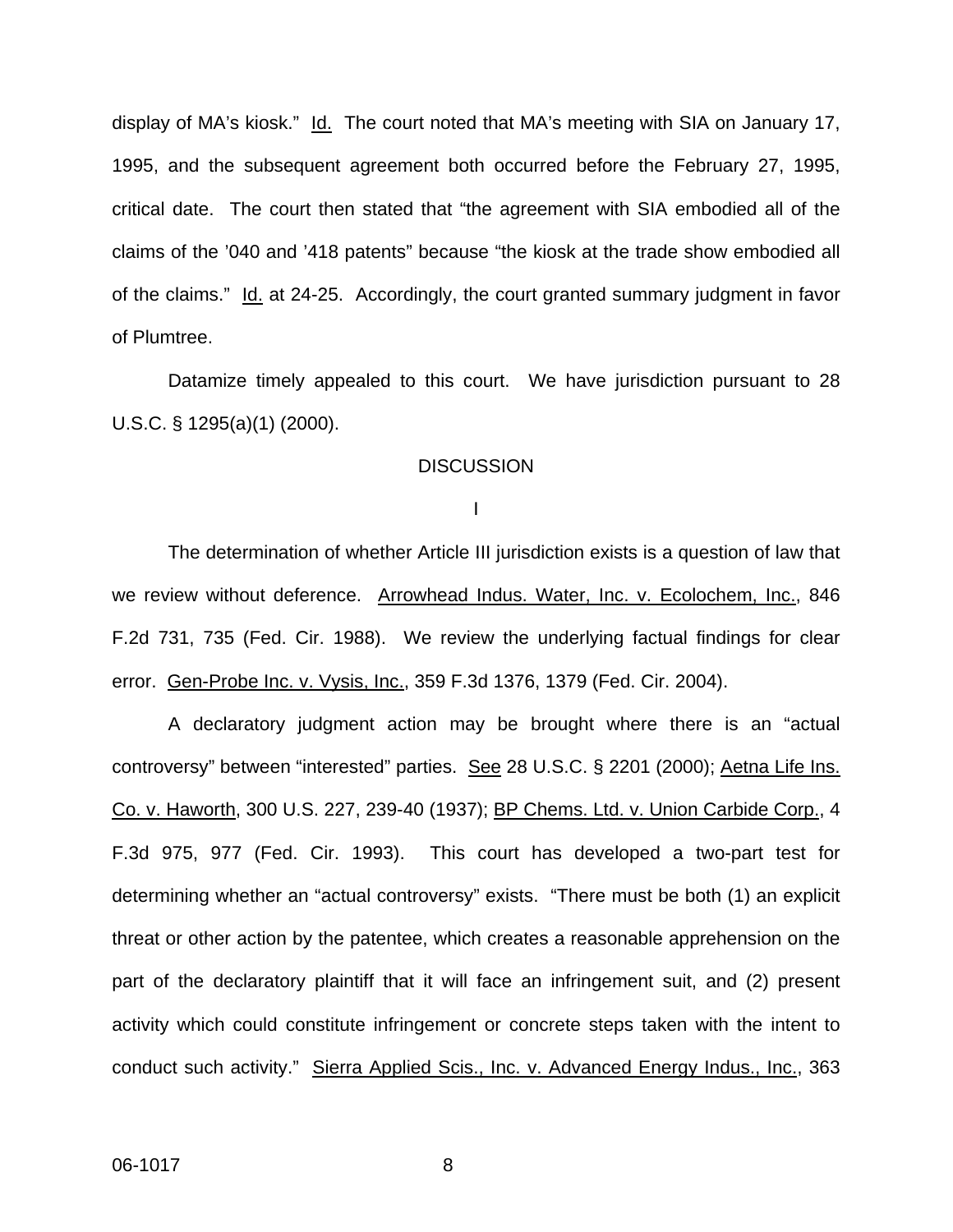display of MA's kiosk." Id. The court noted that MA's meeting with SIA on January 17, 1995, and the subsequent agreement both occurred before the February 27, 1995, critical date. The court then stated that "the agreement with SIA embodied all of the claims of the '040 and '418 patents" because "the kiosk at the trade show embodied all of the claims." Id. at 24-25. Accordingly, the court granted summary judgment in favor of Plumtree.

Datamize timely appealed to this court. We have jurisdiction pursuant to 28 U.S.C. § 1295(a)(1) (2000).

## DISCUSSION

### I

The determination of whether Article III jurisdiction exists is a question of law that we review without deference. Arrowhead Indus. Water, Inc. v. Ecolochem, Inc., 846 F.2d 731, 735 (Fed. Cir. 1988). We review the underlying factual findings for clear error. Gen-Probe Inc. v. Vysis, Inc., 359 F.3d 1376, 1379 (Fed. Cir. 2004).

A declaratory judgment action may be brought where there is an "actual controversy" between "interested" parties. See 28 U.S.C. § 2201 (2000); Aetna Life Ins. Co. v. Haworth, 300 U.S. 227, 239-40 (1937); BP Chems. Ltd. v. Union Carbide Corp., 4 F.3d 975, 977 (Fed. Cir. 1993). This court has developed a two-part test for determining whether an "actual controversy" exists. "There must be both (1) an explicit threat or other action by the patentee, which creates a reasonable apprehension on the part of the declaratory plaintiff that it will face an infringement suit, and (2) present activity which could constitute infringement or concrete steps taken with the intent to conduct such activity." Sierra Applied Scis., Inc. v. Advanced Energy Indus., Inc., 363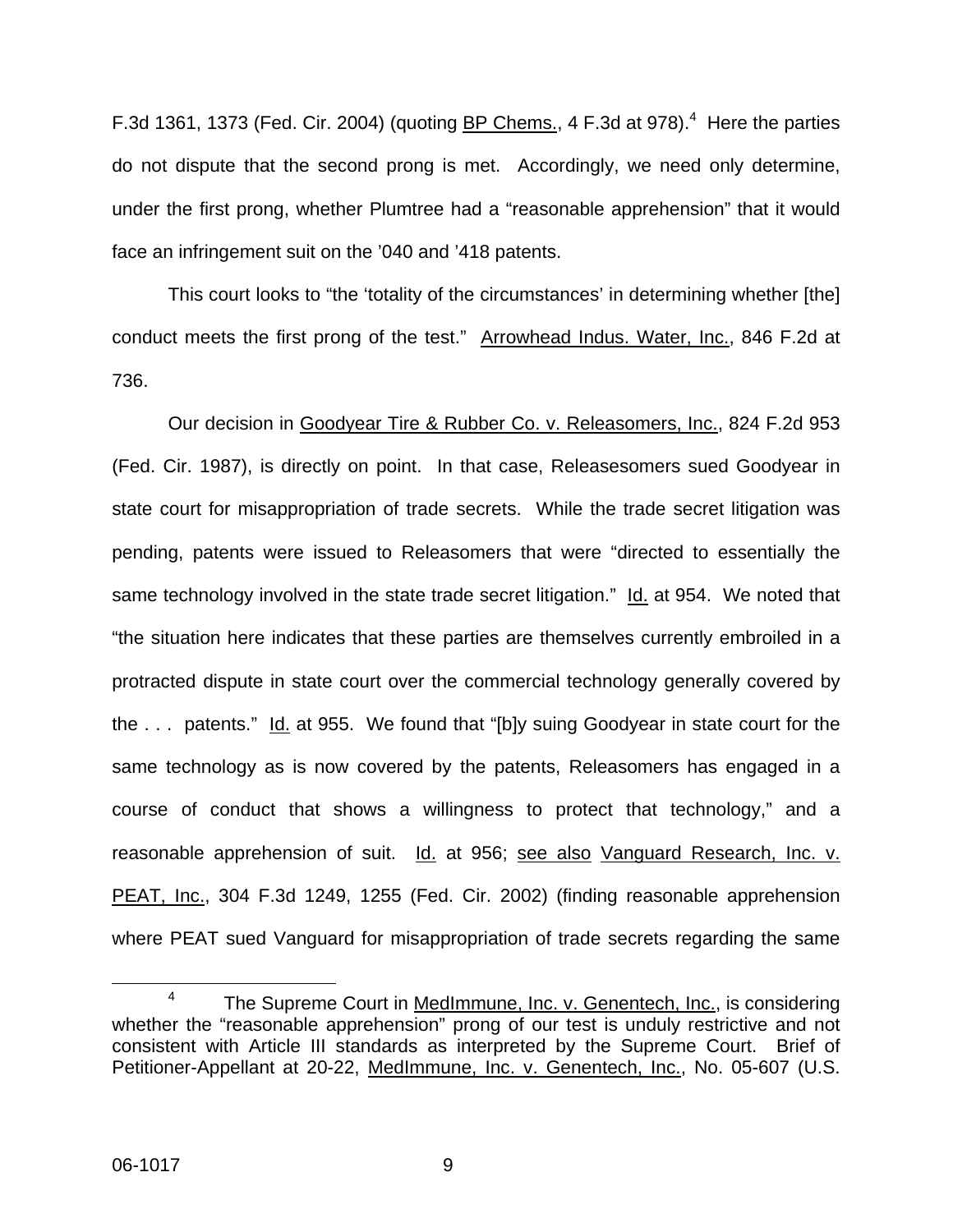F.3d 1361, 1373 (Fed. Cir. 2004) (quoting BP Chems., 4 F.3d at 978).[4] Here the parties do not dispute that the second prong is met. Accordingly, we need only determine, under the first prong, whether Plumtree had a "reasonable apprehension" that it would face an infringement suit on the '040 and '418 patents.

This court looks to "the 'totality of the circumstances' in determining whether [the] conduct meets the first prong of the test." Arrowhead Indus. Water, Inc., 846 F.2d at 736.

Our decision in Goodyear Tire & Rubber Co. v. Releasomers, Inc., 824 F.2d 953 (Fed. Cir. 1987), is directly on point. In that case, Releasesomers sued Goodyear in state court for misappropriation of trade secrets. While the trade secret litigation was pending, patents were issued to Releasomers that were "directed to essentially the same technology involved in the state trade secret litigation." Id. at 954. We noted that "the situation here indicates that these parties are themselves currently embroiled in a protracted dispute in state court over the commercial technology generally covered by the . . . patents." Id. at 955. We found that "[b]y suing Goodyear in state court for the same technology as is now covered by the patents, Releasomers has engaged in a course of conduct that shows a willingness to protect that technology," and a reasonable apprehension of suit. Id. at 956; see also Vanguard Research, Inc. v. PEAT, Inc., 304 F.3d 1249, 1255 (Fed. Cir. 2002) (finding reasonable apprehension where PEAT sued Vanguard for misappropriation of trade secrets regarding the same

[4] The Supreme Court in MedImmune, Inc. v. Genentech, Inc., is considering whether the "reasonable apprehension" prong of our test is unduly restrictive and not consistent with Article III standards as interpreted by the Supreme Court. Brief of Petitioner-Appellant at 20-22, MedImmune, Inc. v. Genentech, Inc., No. 05-607 (U.S.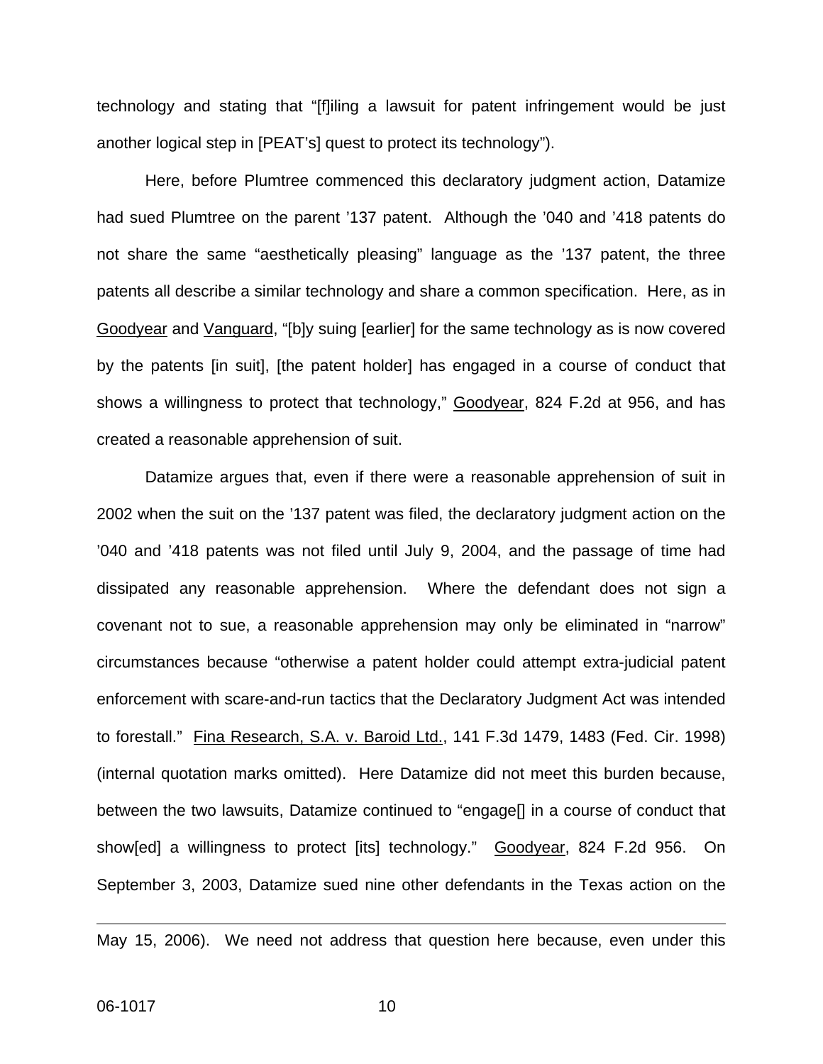technology and stating that "[f]iling a lawsuit for patent infringement would be just another logical step in [PEAT's] quest to protect its technology").

Here, before Plumtree commenced this declaratory judgment action, Datamize had sued Plumtree on the parent '137 patent. Although the '040 and '418 patents do not share the same "aesthetically pleasing" language as the '137 patent, the three patents all describe a similar technology and share a common specification. Here, as in Goodyear and Vanguard, "[b]y suing [earlier] for the same technology as is now covered by the patents [in suit], [the patent holder] has engaged in a course of conduct that shows a willingness to protect that technology," Goodyear, 824 F.2d at 956, and has created a reasonable apprehension of suit.

Datamize argues that, even if there were a reasonable apprehension of suit in 2002 when the suit on the '137 patent was filed, the declaratory judgment action on the '040 and '418 patents was not filed until July 9, 2004, and the passage of time had dissipated any reasonable apprehension. Where the defendant does not sign a covenant not to sue, a reasonable apprehension may only be eliminated in "narrow" circumstances because "otherwise a patent holder could attempt extra-judicial patent enforcement with scare-and-run tactics that the Declaratory Judgment Act was intended to forestall." Fina Research, S.A. v. Baroid Ltd., 141 F.3d 1479, 1483 (Fed. Cir. 1998) (internal quotation marks omitted). Here Datamize did not meet this burden because, between the two lawsuits, Datamize continued to "engage[] in a course of conduct that show[ed] a willingness to protect [its] technology." Goodyear, 824 F.2d 956. On September 3, 2003, Datamize sued nine other defendants in the Texas action on the

---

May 15, 2006). We need not address that question here because, even under this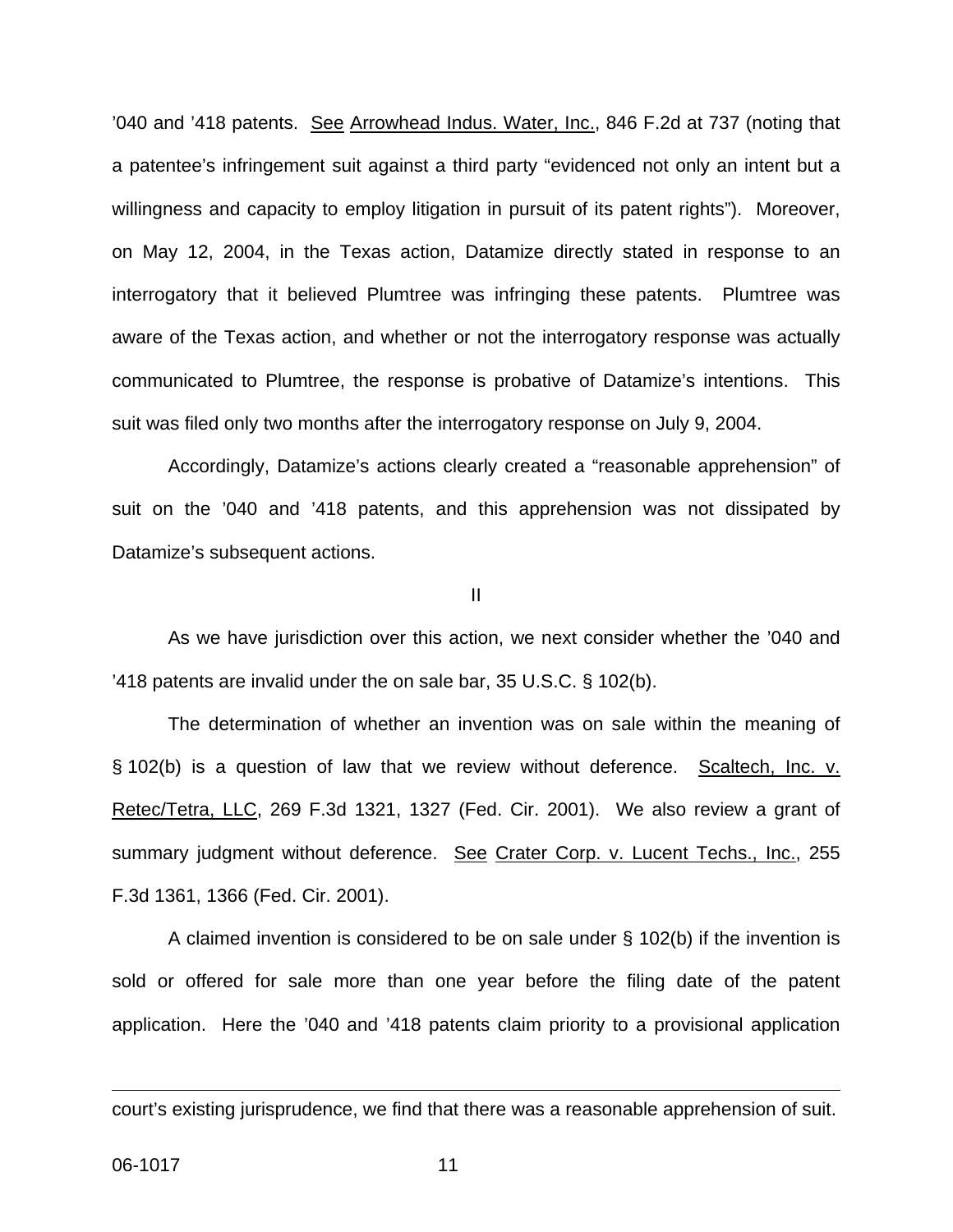'040 and '418 patents. See Arrowhead Indus. Water, Inc., 846 F.2d at 737 (noting that a patentee's infringement suit against a third party "evidenced not only an intent but a willingness and capacity to employ litigation in pursuit of its patent rights"). Moreover, on May 12, 2004, in the Texas action, Datamize directly stated in response to an interrogatory that it believed Plumtree was infringing these patents. Plumtree was aware of the Texas action, and whether or not the interrogatory response was actually communicated to Plumtree, the response is probative of Datamize's intentions. This suit was filed only two months after the interrogatory response on July 9, 2004.

Accordingly, Datamize's actions clearly created a "reasonable apprehension" of suit on the '040 and '418 patents, and this apprehension was not dissipated by Datamize's subsequent actions.

II

As we have jurisdiction over this action, we next consider whether the '040 and '418 patents are invalid under the on sale bar, 35 U.S.C. § 102(b).

The determination of whether an invention was on sale within the meaning of § 102(b) is a question of law that we review without deference. Scaltech, Inc. v. Retec/Tetra, LLC, 269 F.3d 1321, 1327 (Fed. Cir. 2001). We also review a grant of summary judgment without deference. See Crater Corp. v. Lucent Techs., Inc., 255 F.3d 1361, 1366 (Fed. Cir. 2001).

A claimed invention is considered to be on sale under § 102(b) if the invention is sold or offered for sale more than one year before the filing date of the patent application. Here the '040 and '418 patents claim priority to a provisional application

court's existing jurisprudence, we find that there was a reasonable apprehension of suit.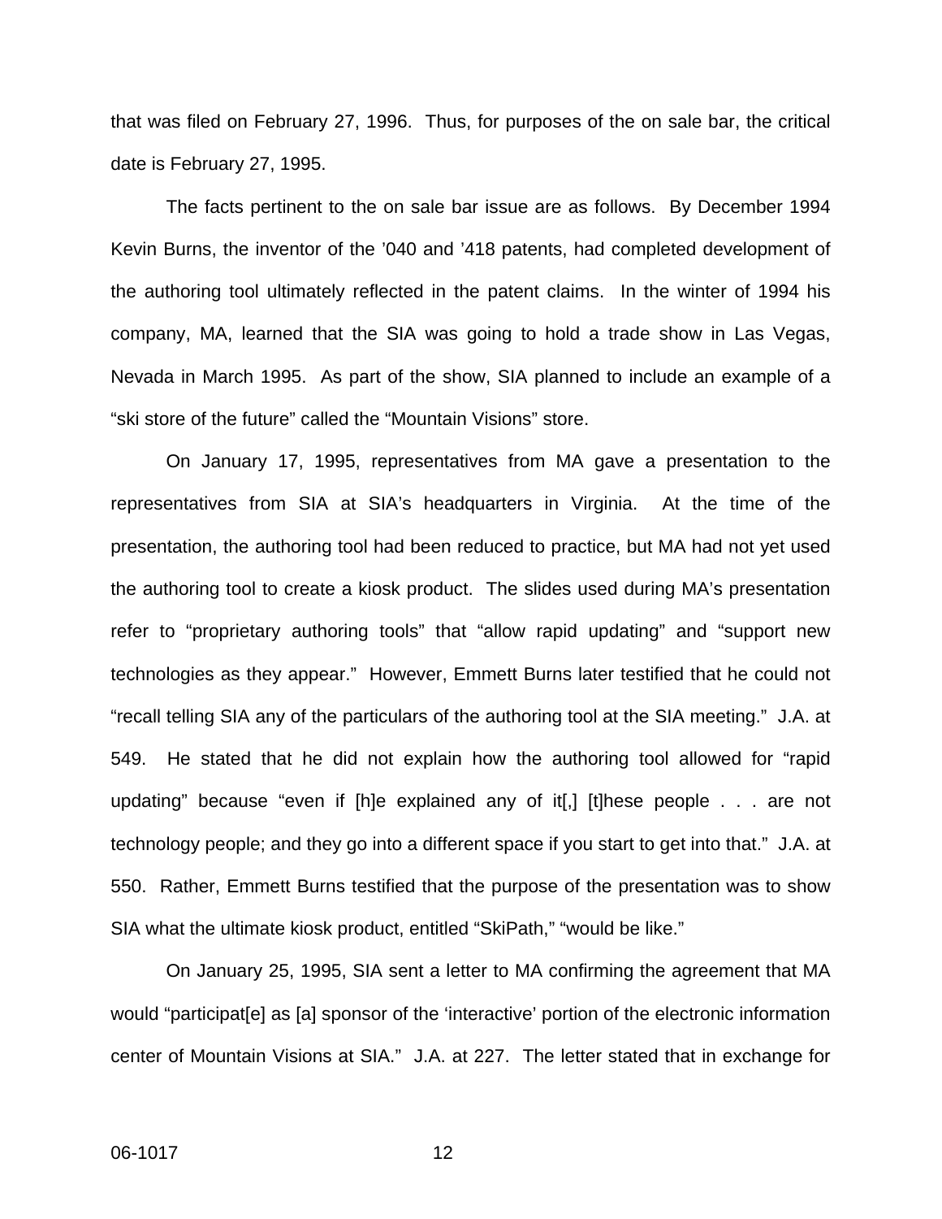that was filed on February 27, 1996. Thus, for purposes of the on sale bar, the critical date is February 27, 1995.

The facts pertinent to the on sale bar issue are as follows. By December 1994 Kevin Burns, the inventor of the ’040 and ’418 patents, had completed development of the authoring tool ultimately reflected in the patent claims. In the winter of 1994 his company, MA, learned that the SIA was going to hold a trade show in Las Vegas, Nevada in March 1995. As part of the show, SIA planned to include an example of a “ski store of the future” called the “Mountain Visions” store.

On January 17, 1995, representatives from MA gave a presentation to the representatives from SIA at SIA’s headquarters in Virginia. At the time of the presentation, the authoring tool had been reduced to practice, but MA had not yet used the authoring tool to create a kiosk product. The slides used during MA’s presentation refer to “proprietary authoring tools” that “allow rapid updating” and “support new technologies as they appear.” However, Emmett Burns later testified that he could not “recall telling SIA any of the particulars of the authoring tool at the SIA meeting.” J.A. at 549. He stated that he did not explain how the authoring tool allowed for “rapid updating” because “even if [h]e explained any of it[,] [t]hese people . . . are not technology people; and they go into a different space if you start to get into that.” J.A. at 550. Rather, Emmett Burns testified that the purpose of the presentation was to show SIA what the ultimate kiosk product, entitled “SkiPath,” “would be like.”

On January 25, 1995, SIA sent a letter to MA confirming the agreement that MA would “participat[e] as [a] sponsor of the ‘interactive’ portion of the electronic information center of Mountain Visions at SIA.” J.A. at 227. The letter stated that in exchange for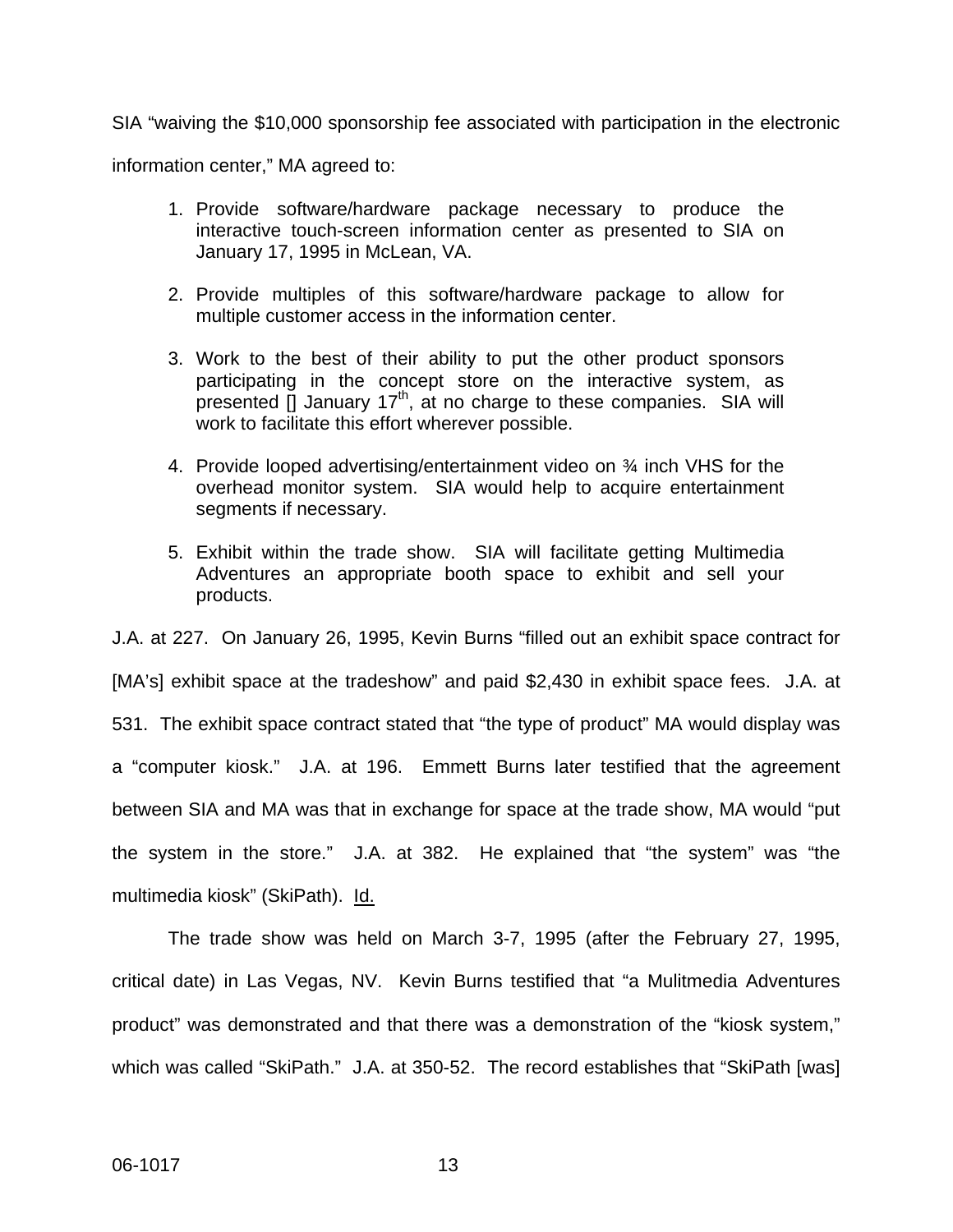SIA "waiving the $10,000 sponsorship fee associated with participation in the electronic information center," MA agreed to:

1. Provide software/hardware package necessary to produce the interactive touch-screen information center as presented to SIA on January 17, 1995 in McLean, VA.
2. Provide multiples of this software/hardware package to allow for multiple customer access in the information center.
3. Work to the best of their ability to put the other product sponsors participating in the concept store on the interactive system, as presented [] January 17th, at no charge to these companies. SIA will work to facilitate this effort wherever possible.
4. Provide looped advertising/entertainment video on ¾ inch VHS for the overhead monitor system. SIA would help to acquire entertainment segments if necessary.
5. Exhibit within the trade show. SIA will facilitate getting Multimedia Adventures an appropriate booth space to exhibit and sell your products.

J.A. at 227. On January 26, 1995, Kevin Burns "filled out an exhibit space contract for [MA's] exhibit space at the tradeshow" and paid $2,430 in exhibit space fees. J.A. at 531. The exhibit space contract stated that "the type of product" MA would display was a "computer kiosk." J.A. at 196. Emmett Burns later testified that the agreement between SIA and MA was that in exchange for space at the trade show, MA would "put the system in the store." J.A. at 382. He explained that "the system" was "the multimedia kiosk" (SkiPath). Id.

The trade show was held on March 3-7, 1995 (after the February 27, 1995, critical date) in Las Vegas, NV. Kevin Burns testified that "a Mulitmedia Adventures product" was demonstrated and that there was a demonstration of the "kiosk system," which was called "SkiPath." J.A. at 350-52. The record establishes that "SkiPath [was]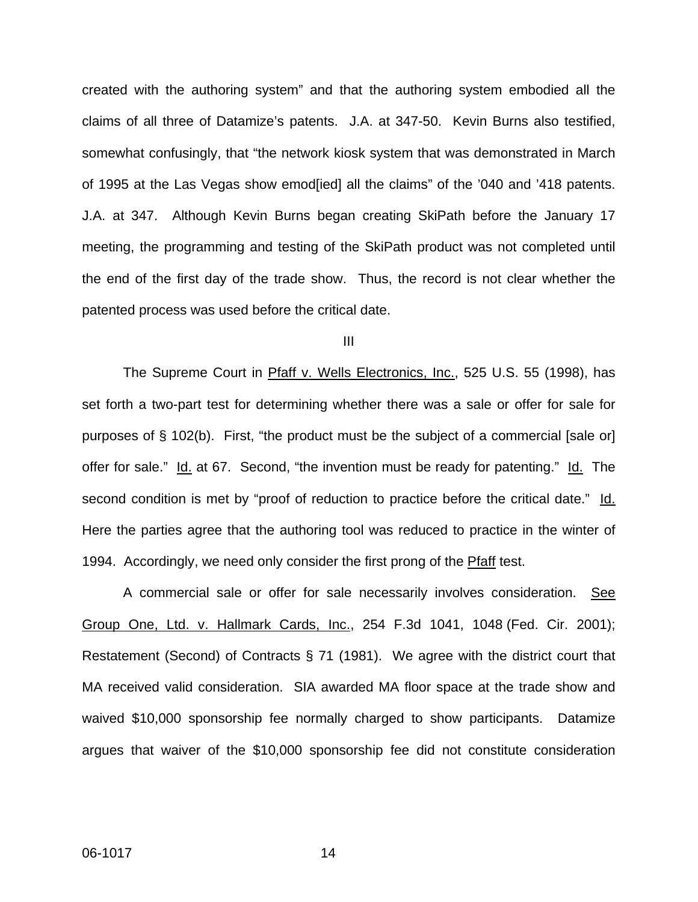created with the authoring system" and that the authoring system embodied all the claims of all three of Datamize's patents. J.A. at 347-50. Kevin Burns also testified, somewhat confusingly, that "the network kiosk system that was demonstrated in March of 1995 at the Las Vegas show emod[ied] all the claims" of the '040 and '418 patents. J.A. at 347. Although Kevin Burns began creating SkiPath before the January 17 meeting, the programming and testing of the SkiPath product was not completed until the end of the first day of the trade show. Thus, the record is not clear whether the patented process was used before the critical date.

III

The Supreme Court in Pfaff v. Wells Electronics, Inc., 525 U.S. 55 (1998), has set forth a two-part test for determining whether there was a sale or offer for sale for purposes of § 102(b). First, "the product must be the subject of a commercial [sale or] offer for sale." Id. at 67. Second, "the invention must be ready for patenting." Id. The second condition is met by "proof of reduction to practice before the critical date." Id. Here the parties agree that the authoring tool was reduced to practice in the winter of 1994. Accordingly, we need only consider the first prong of the Pfaff test.

A commercial sale or offer for sale necessarily involves consideration. See Group One, Ltd. v. Hallmark Cards, Inc., 254 F.3d 1041, 1048 (Fed. Cir. 2001); Restatement (Second) of Contracts § 71 (1981). We agree with the district court that MA received valid consideration. SIA awarded MA floor space at the trade show and waived $10,000 sponsorship fee normally charged to show participants. Datamize argues that waiver of the $10,000 sponsorship fee did not constitute consideration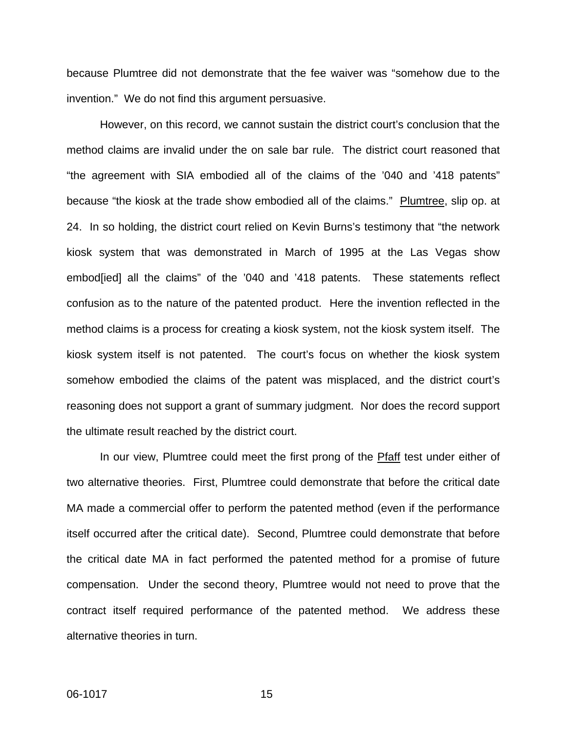because Plumtree did not demonstrate that the fee waiver was "somehow due to the invention." We do not find this argument persuasive.

However, on this record, we cannot sustain the district court's conclusion that the method claims are invalid under the on sale bar rule. The district court reasoned that "the agreement with SIA embodied all of the claims of the '040 and '418 patents" because "the kiosk at the trade show embodied all of the claims." Plumtree, slip op. at 24. In so holding, the district court relied on Kevin Burns's testimony that "the network kiosk system that was demonstrated in March of 1995 at the Las Vegas show embod[ied] all the claims" of the '040 and '418 patents. These statements reflect confusion as to the nature of the patented product. Here the invention reflected in the method claims is a process for creating a kiosk system, not the kiosk system itself. The kiosk system itself is not patented. The court's focus on whether the kiosk system somehow embodied the claims of the patent was misplaced, and the district court's reasoning does not support a grant of summary judgment. Nor does the record support the ultimate result reached by the district court.

In our view, Plumtree could meet the first prong of the Pfaff test under either of two alternative theories. First, Plumtree could demonstrate that before the critical date MA made a commercial offer to perform the patented method (even if the performance itself occurred after the critical date). Second, Plumtree could demonstrate that before the critical date MA in fact performed the patented method for a promise of future compensation. Under the second theory, Plumtree would not need to prove that the contract itself required performance of the patented method. We address these alternative theories in turn.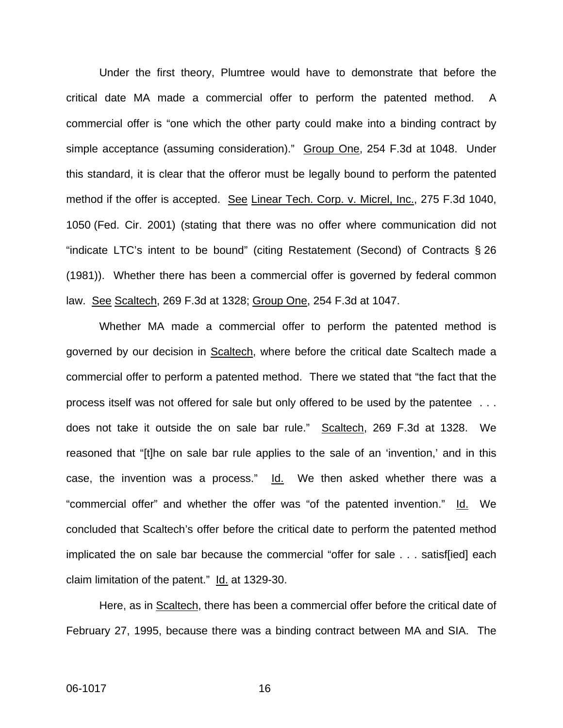Under the first theory, Plumtree would have to demonstrate that before the critical date MA made a commercial offer to perform the patented method. A commercial offer is "one which the other party could make into a binding contract by simple acceptance (assuming consideration)." Group One, 254 F.3d at 1048. Under this standard, it is clear that the offeror must be legally bound to perform the patented method if the offer is accepted. See Linear Tech. Corp. v. Micrel, Inc., 275 F.3d 1040, 1050 (Fed. Cir. 2001) (stating that there was no offer where communication did not "indicate LTC's intent to be bound" (citing Restatement (Second) of Contracts § 26 (1981)). Whether there has been a commercial offer is governed by federal common law. See Scaltech, 269 F.3d at 1328; Group One, 254 F.3d at 1047.

Whether MA made a commercial offer to perform the patented method is governed by our decision in Scaltech, where before the critical date Scaltech made a commercial offer to perform a patented method. There we stated that "the fact that the process itself was not offered for sale but only offered to be used by the patentee . . . does not take it outside the on sale bar rule." Scaltech, 269 F.3d at 1328. We reasoned that "[t]he on sale bar rule applies to the sale of an 'invention,' and in this case, the invention was a process." Id. We then asked whether there was a "commercial offer" and whether the offer was "of the patented invention." Id. We concluded that Scaltech's offer before the critical date to perform the patented method implicated the on sale bar because the commercial "offer for sale . . . satisf[ied] each claim limitation of the patent." Id. at 1329-30.

Here, as in Scaltech, there has been a commercial offer before the critical date of February 27, 1995, because there was a binding contract between MA and SIA. The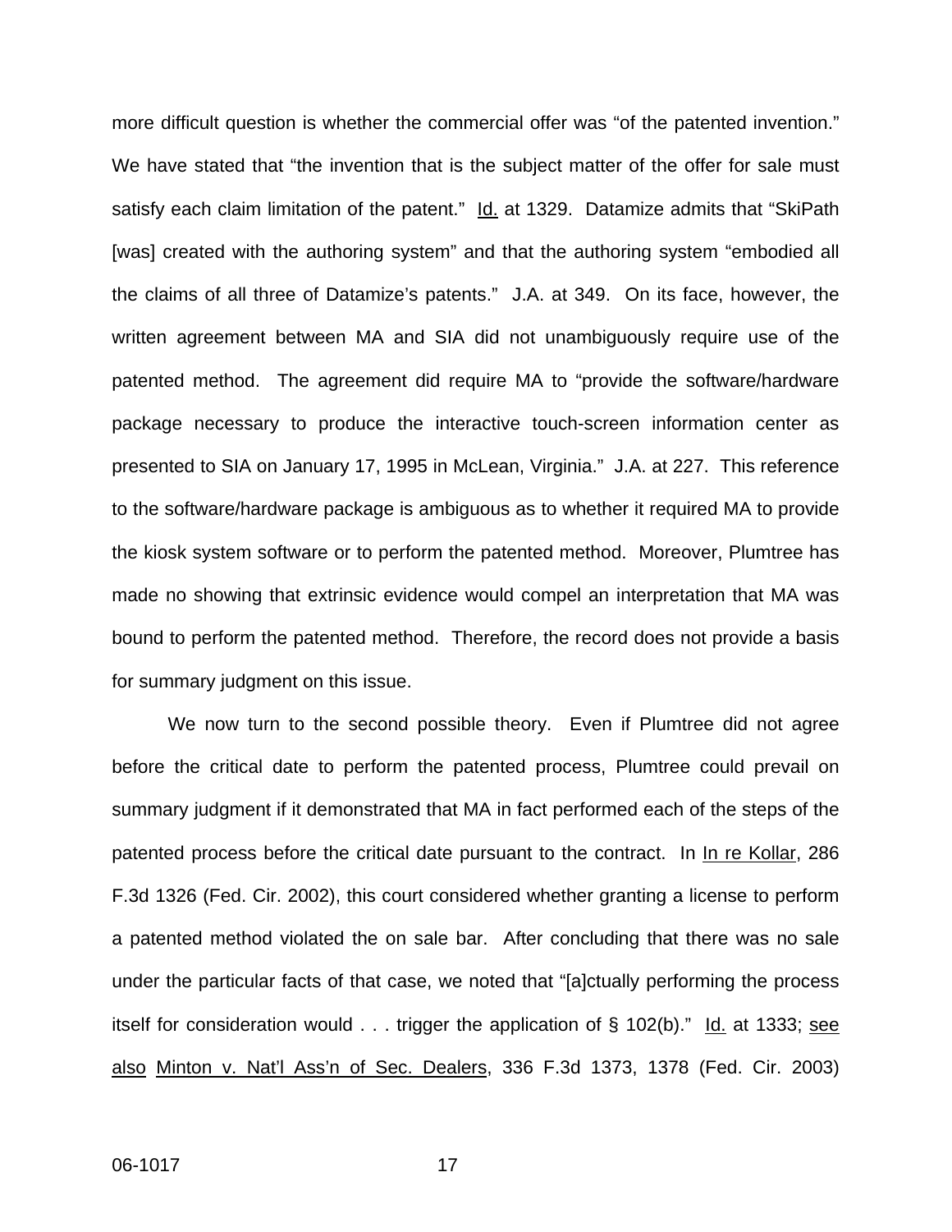more difficult question is whether the commercial offer was "of the patented invention." We have stated that "the invention that is the subject matter of the offer for sale must satisfy each claim limitation of the patent." Id. at 1329. Datamize admits that "SkiPath [was] created with the authoring system" and that the authoring system "embodied all the claims of all three of Datamize's patents." J.A. at 349. On its face, however, the written agreement between MA and SIA did not unambiguously require use of the patented method. The agreement did require MA to "provide the software/hardware package necessary to produce the interactive touch-screen information center as presented to SIA on January 17, 1995 in McLean, Virginia." J.A. at 227. This reference to the software/hardware package is ambiguous as to whether it required MA to provide the kiosk system software or to perform the patented method. Moreover, Plumtree has made no showing that extrinsic evidence would compel an interpretation that MA was bound to perform the patented method. Therefore, the record does not provide a basis for summary judgment on this issue.

We now turn to the second possible theory. Even if Plumtree did not agree before the critical date to perform the patented process, Plumtree could prevail on summary judgment if it demonstrated that MA in fact performed each of the steps of the patented process before the critical date pursuant to the contract. In In re Kollar, 286 F.3d 1326 (Fed. Cir. 2002), this court considered whether granting a license to perform a patented method violated the on sale bar. After concluding that there was no sale under the particular facts of that case, we noted that "[a]ctually performing the process itself for consideration would . . . trigger the application of § 102(b)." Id. at 1333; see also Minton v. Nat'l Ass'n of Sec. Dealers, 336 F.3d 1373, 1378 (Fed. Cir. 2003)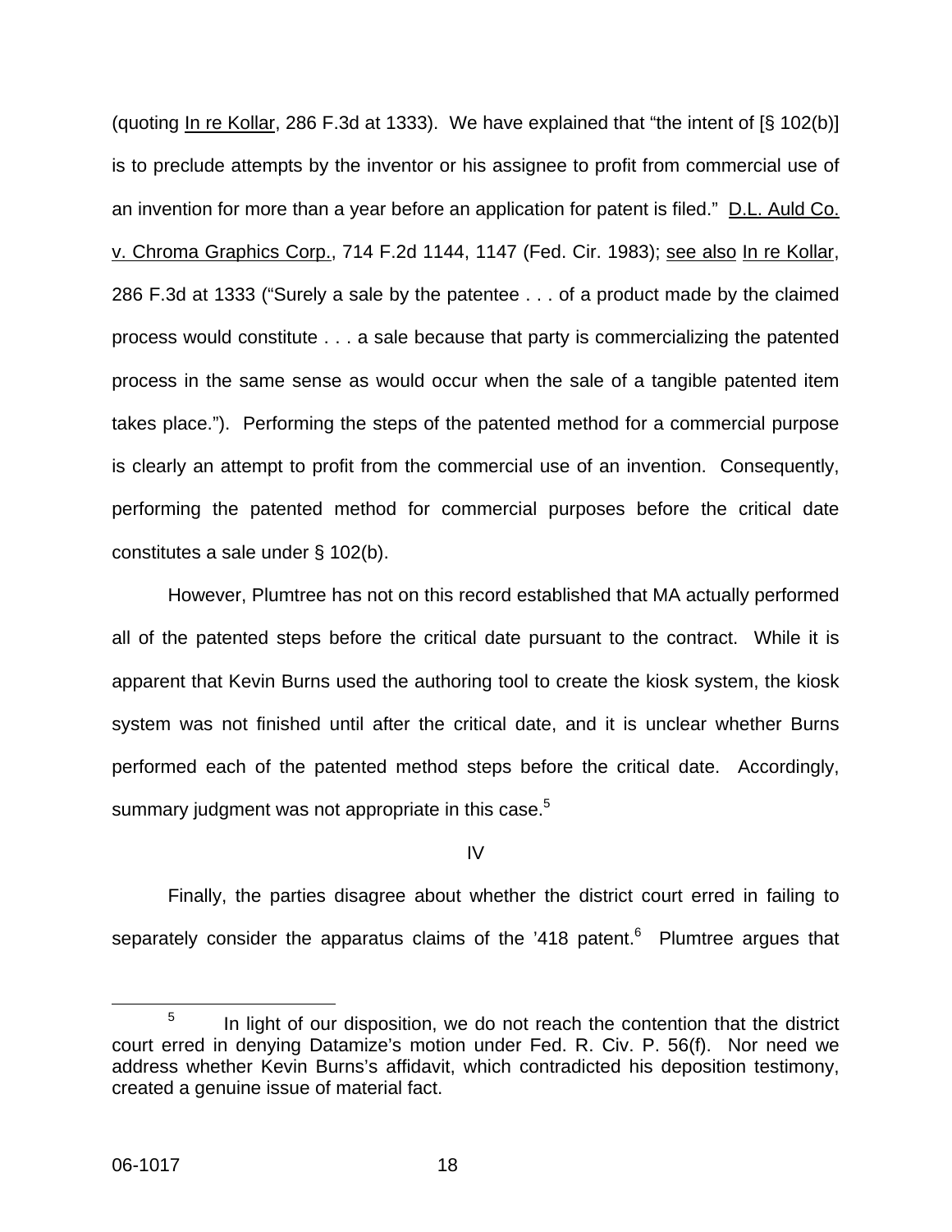(quoting In re Kollar, 286 F.3d at 1333). We have explained that "the intent of [§ 102(b)] is to preclude attempts by the inventor or his assignee to profit from commercial use of an invention for more than a year before an application for patent is filed." D.L. Auld Co. v. Chroma Graphics Corp., 714 F.2d 1144, 1147 (Fed. Cir. 1983); see also In re Kollar, 286 F.3d at 1333 ("Surely a sale by the patentee . . . of a product made by the claimed process would constitute . . . a sale because that party is commercializing the patented process in the same sense as would occur when the sale of a tangible patented item takes place."). Performing the steps of the patented method for a commercial purpose is clearly an attempt to profit from the commercial use of an invention. Consequently, performing the patented method for commercial purposes before the critical date constitutes a sale under § 102(b).

However, Plumtree has not on this record established that MA actually performed all of the patented steps before the critical date pursuant to the contract. While it is apparent that Kevin Burns used the authoring tool to create the kiosk system, the kiosk system was not finished until after the critical date, and it is unclear whether Burns performed each of the patented method steps before the critical date. Accordingly, summary judgment was not appropriate in this case.[5]

## IV

Finally, the parties disagree about whether the district court erred in failing to separately consider the apparatus claims of the '418 patent.[6] Plumtree argues that

---

[5] In light of our disposition, we do not reach the contention that the district court erred in denying Datamize's motion under Fed. R. Civ. P. 56(f). Nor need we address whether Kevin Burns's affidavit, which contradicted his deposition testimony, created a genuine issue of material fact.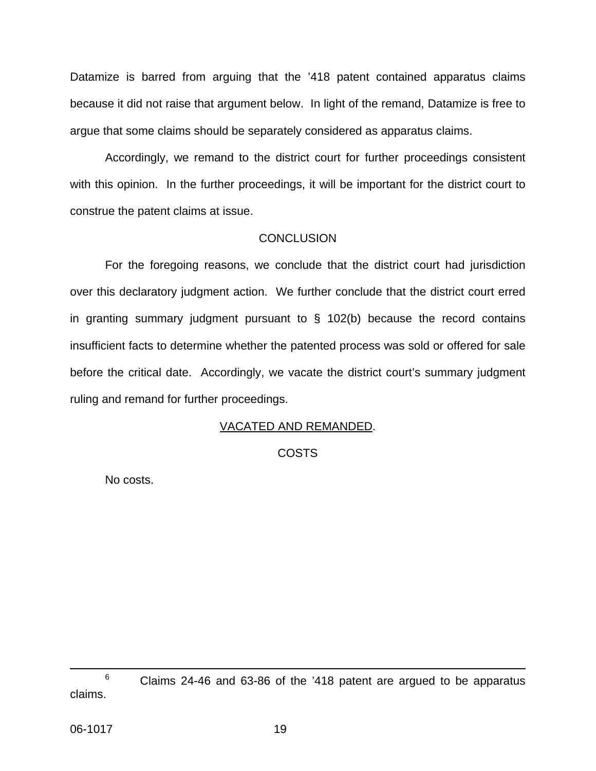Datamize is barred from arguing that the '418 patent contained apparatus claims because it did not raise that argument below. In light of the remand, Datamize is free to argue that some claims should be separately considered as apparatus claims.

Accordingly, we remand to the district court for further proceedings consistent with this opinion. In the further proceedings, it will be important for the district court to construe the patent claims at issue.

## CONCLUSION

For the foregoing reasons, we conclude that the district court had jurisdiction over this declaratory judgment action. We further conclude that the district court erred in granting summary judgment pursuant to § 102(b) because the record contains insufficient facts to determine whether the patented process was sold or offered for sale before the critical date. Accordingly, we vacate the district court's summary judgment ruling and remand for further proceedings.

VACATED AND REMANDED.

## COSTS

No costs.

---

[6] Claims 24-46 and 63-86 of the '418 patent are argued to be apparatus claims.